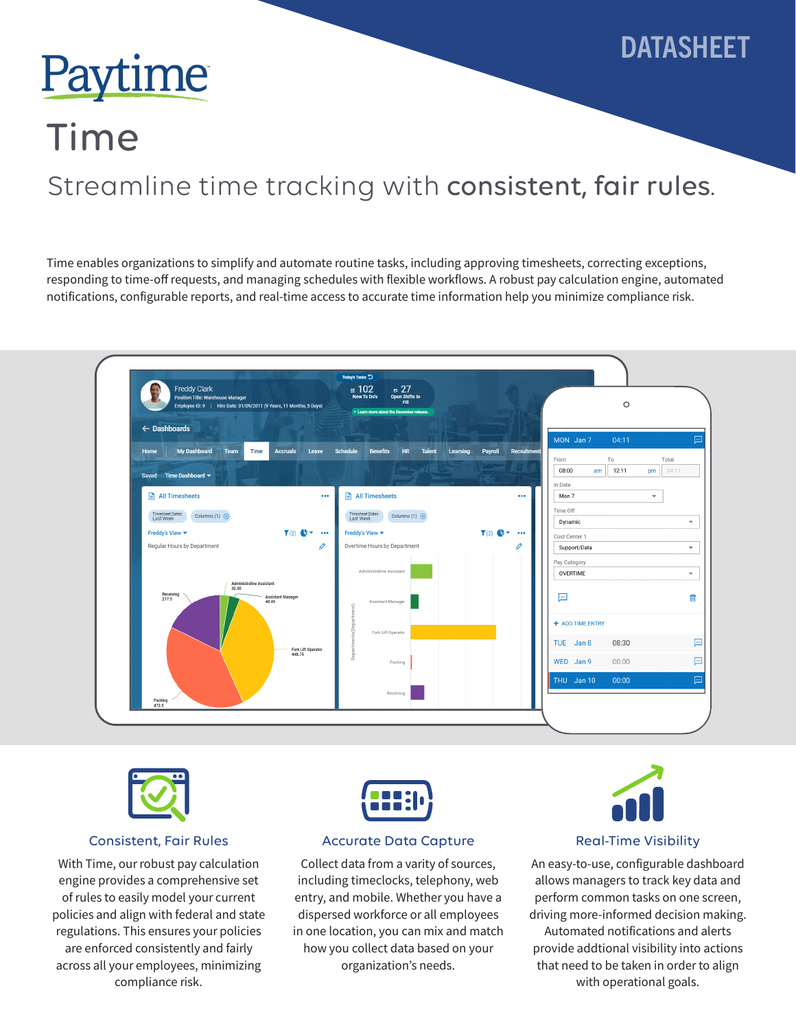DATASHEET

# Paytime

# Time

## Streamline time tracking with **consistent, fair rules**.

Time enables organizations to simplify and automate routine tasks, including approving timesheets, correcting exceptions, responding to time-off requests, and managing schedules with flexible workflows. A robust pay calculation engine, automated notifications, configurable reports, and real-time access to accurate time information help you minimize compliance risk.

### Consistent, Fair Rules

With Time, our robust pay calculation engine provides a comprehensive set of rules to easily model your current policies and align with federal and state regulations. This ensures your policies are enforced consistently and fairly across all your employees, minimizing compliance risk.

### Accurate Data Capture

Collect data from a varity of sources, including timeclocks, telephony, web entry, and mobile. Whether you have a dispersed workforce or all employees in one location, you can mix and match how you collect data based on your organization's needs.

### Real-Time Visibility

An easy-to-use, configurable dashboard allows managers to track key data and perform common tasks on one screen, driving more-informed decision making. Automated notifications and alerts provide addtional visibility into actions that need to be taken in order to align with operational goals.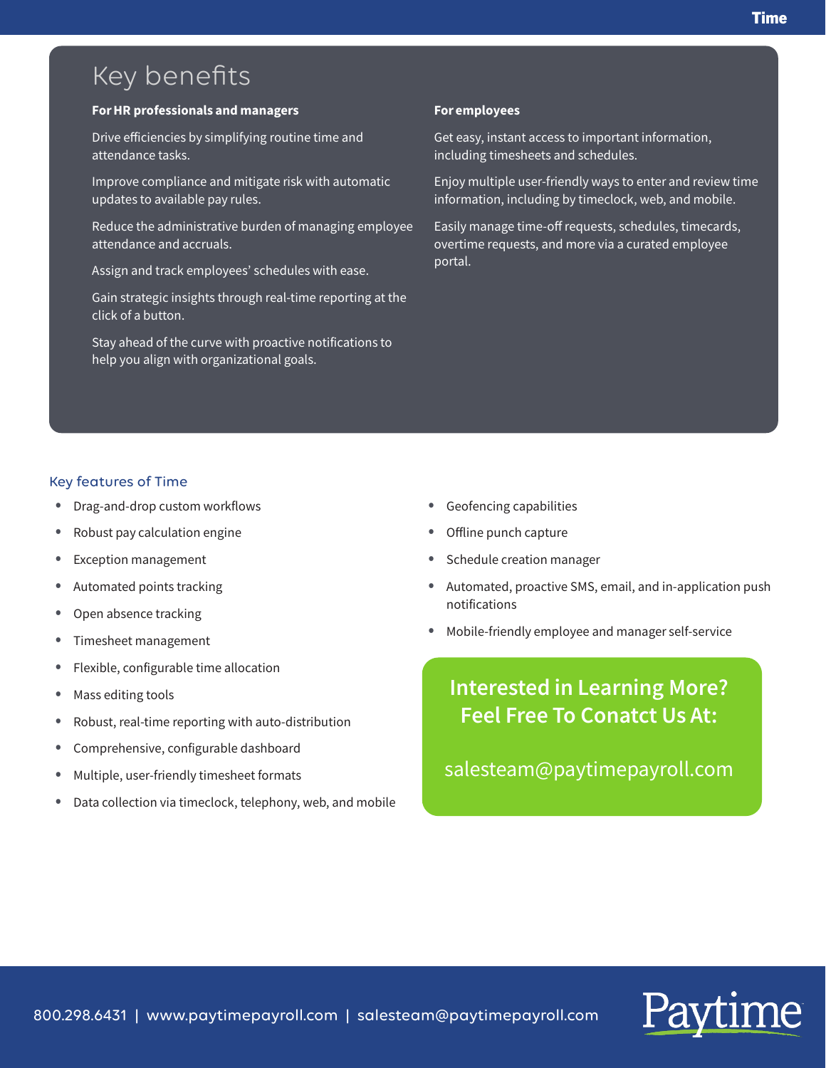## Key benefits

**For HR professionals and managers**

Drive efficiencies by simplifying routine time and attendance tasks.

Improve compliance and mitigate risk with automatic updates to available pay rules.

Reduce the administrative burden of managing employee attendance and accruals.

Assign and track employees' schedules with ease.

Gain strategic insights through real-time reporting at the click of a button.

Stay ahead of the curve with proactive notifications to help you align with organizational goals.

**For employees**

Get easy, instant access to important information, including timesheets and schedules.

Enjoy multiple user-friendly ways to enter and review time information, including by timeclock, web, and mobile.

Easily manage time-off requests, schedules, timecards, overtime requests, and more via a curated employee portal.

### Key features of Time

- Drag-and-drop custom workflows
- Robust pay calculation engine
- Exception management
- Automated points tracking
- Open absence tracking
- Timesheet management
- Flexible, configurable time allocation
- Mass editing tools
- Robust, real-time reporting with auto-distribution
- Comprehensive, configurable dashboard
- Multiple, user-friendly timesheet formats
- Data collection via timeclock, telephony, web, and mobile
- Geofencing capabilities
- Offline punch capture
- Schedule creation manager
- Automated, proactive SMS, email, and in-application push notifications
- Mobile-friendly employee and manager self-service

**Interested in Learning More? Feel Free To Conatct Us At:**

salesteam@paytimepayroll.com

800.298.6431 | www.paytimepayroll.com | salesteam@paytimepayroll.com

Paytime